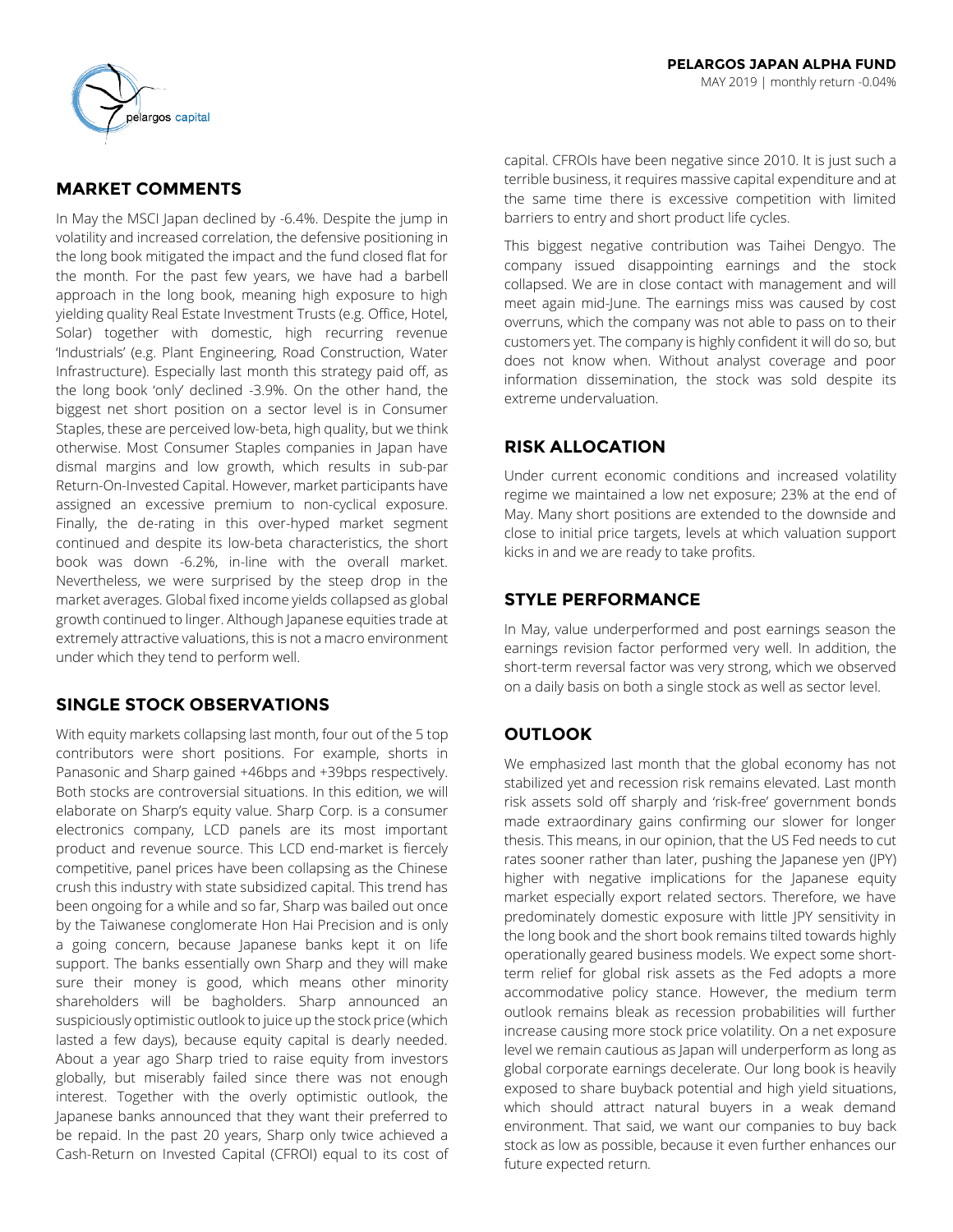**PELARGOS JAPAN ALPHA FUND**

MAY 2019 | monthly return -0.04%

## MARKET COMMENTS

In May the MSCI Japan declined by -6.4%. Despite the jump in volatility and increased correlation, the defensive positioning in the long book mitigated the impact and the fund closed flat for the month. For the past few years, we have had a barbell approach in the long book, meaning high exposure to high yielding quality Real Estate Investment Trusts (e.g. Office, Hotel, Solar) together with domestic, high recurring revenue 'Industrials' (e.g. Plant Engineering, Road Construction, Water Infrastructure). Especially last month this strategy paid off, as the long book 'only' declined -3.9%. On the other hand, the biggest net short position on a sector level is in Consumer Staples, these are perceived low-beta, high quality, but we think otherwise. Most Consumer Staples companies in Japan have dismal margins and low growth, which results in sub-par Return-On-Invested Capital. However, market participants have assigned an excessive premium to non-cyclical exposure. Finally, the de-rating in this over-hyped market segment continued and despite its low-beta characteristics, the short book was down -6.2%, in-line with the overall market. Nevertheless, we were surprised by the steep drop in the market averages. Global fixed income yields collapsed as global growth continued to linger. Although Japanese equities trade at extremely attractive valuations, this is not a macro environment under which they tend to perform well.

## SINGLE STOCK OBSERVATIONS

With equity markets collapsing last month, four out of the 5 top contributors were short positions. For example, shorts in Panasonic and Sharp gained +46bps and +39bps respectively. Both stocks are controversial situations. In this edition, we will elaborate on Sharp's equity value. Sharp Corp. is a consumer electronics company, LCD panels are its most important product and revenue source. This LCD end-market is fiercely competitive, panel prices have been collapsing as the Chinese crush this industry with state subsidized capital. This trend has been ongoing for a while and so far, Sharp was bailed out once by the Taiwanese conglomerate Hon Hai Precision and is only a going concern, because Japanese banks kept it on life support. The banks essentially own Sharp and they will make sure their money is good, which means other minority shareholders will be bagholders. Sharp announced an suspiciously optimistic outlook to juice up the stock price (which lasted a few days), because equity capital is dearly needed. About a year ago Sharp tried to raise equity from investors globally, but miserably failed since there was not enough interest. Together with the overly optimistic outlook, the Japanese banks announced that they want their preferred to be repaid. In the past 20 years, Sharp only twice achieved a Cash-Return on Invested Capital (CFROI) equal to its cost of capital. CFROIs have been negative since 2010. It is just such a terrible business, it requires massive capital expenditure and at the same time there is excessive competition with limited barriers to entry and short product life cycles.

This biggest negative contribution was Taihei Dengyo. The company issued disappointing earnings and the stock collapsed. We are in close contact with management and will meet again mid-June. The earnings miss was caused by cost overruns, which the company was not able to pass on to their customers yet. The company is highly confident it will do so, but does not know when. Without analyst coverage and poor information dissemination, the stock was sold despite its extreme undervaluation.

## RISK ALLOCATION

Under current economic conditions and increased volatility regime we maintained a low net exposure; 23% at the end of May. Many short positions are extended to the downside and close to initial price targets, levels at which valuation support kicks in and we are ready to take profits.

## STYLE PERFORMANCE

In May, value underperformed and post earnings season the earnings revision factor performed very well. In addition, the short-term reversal factor was very strong, which we observed on a daily basis on both a single stock as well as sector level.

## OUTLOOK

We emphasized last month that the global economy has not stabilized yet and recession risk remains elevated. Last month risk assets sold off sharply and 'risk-free' government bonds made extraordinary gains confirming our slower for longer thesis. This means, in our opinion, that the US Fed needs to cut rates sooner rather than later, pushing the Japanese yen (JPY) higher with negative implications for the Japanese equity market especially export related sectors. Therefore, we have predominately domestic exposure with little JPY sensitivity in the long book and the short book remains tilted towards highly operationally geared business models. We expect some short-term relief for global risk assets as the Fed adopts a more accommodative policy stance. However, the medium term outlook remains bleak as recession probabilities will further increase causing more stock price volatility. On a net exposure level we remain cautious as Japan will underperform as long as global corporate earnings decelerate. Our long book is heavily exposed to share buyback potential and high yield situations, which should attract natural buyers in a weak demand environment. That said, we want our companies to buy back stock as low as possible, because it even further enhances our future expected return.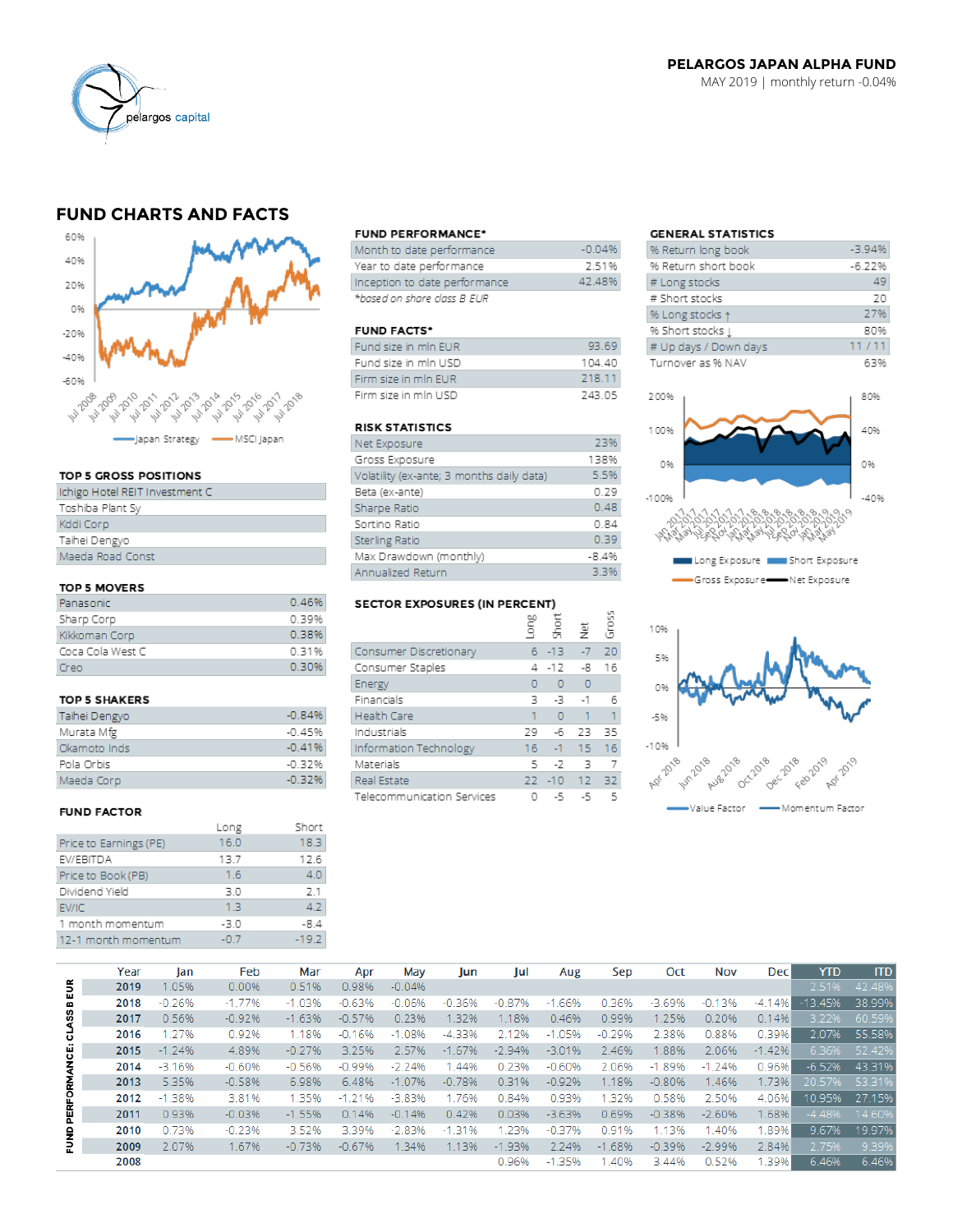**PELARGOS JAPAN ALPHA FUND**
MAY 2019 | monthly return -0.04%

## FUND CHARTS AND FACTS

### FUND PERFORMANCE*

| | |
|---|---|
| Month to date performance | -0.04% |
| Year to date performance | 2.51% |
| Inception to date performance | 42.48% |

*based on share class B EUR

### FUND FACTS*

| | |
|---|---|
| Fund size in mln EUR | 93.69 |
| Fund size in mln USD | 104.40 |
| Firm size in mln EUR | 218.11 |
| Firm size in mln USD | 243.05 |

### RISK STATISTICS

| | |
|---|---|
| Net Exposure | 23% |
| Gross Exposure | 138% |
| Volatility (ex-ante; 3 months daily data) | 5.5% |
| Beta (ex-ante) | 0.29 |
| Sharpe Ratio | 0.48 |
| Sortino Ratio | 0.84 |
| Sterling Ratio | 0.39 |
| Max Drawdown (monthly) | -8.4% |
| Annualized Return | 3.3% |

### GENERAL STATISTICS

| | |
|---|---|
| % Return long book | -3.94% |
| % Return short book | -6.22% |
| # Long stocks | 49 |
| # Short stocks | 20 |
| % Long stocks ↑ | 27% |
| % Short stocks ↓ | 80% |
| # Up days / Down days | 11 / 11 |
| Turnover as % NAV | 63% |

### TOP 5 GROSS POSITIONS

- Ichigo Hotel REIT Investment C
- Toshiba Plant Sy
- Kddi Corp
- Taihei Dengyo
- Maeda Road Const

### TOP 5 MOVERS

| | |
|---|---|
| Panasonic | 0.46% |
| Sharp Corp | 0.39% |
| Kikkoman Corp | 0.38% |
| Coca Cola West C | 0.31% |
| Creo | 0.30% |

### TOP 5 SHAKERS

| | |
|---|---|
| Taihei Dengyo | -0.84% |
| Murata Mfg | -0.45% |
| Okamoto Inds | -0.41% |
| Pola Orbis | -0.32% |
| Maeda Corp | -0.32% |

### SECTOR EXPOSURES (IN PERCENT)

| | Long | Short | Net | Gross |
|---|---|---|---|---|
| Consumer Discretionary | 6 | -13 | -7 | 20 |
| Consumer Staples | 4 | -12 | -8 | 16 |
| Energy | 0 | 0 | 0 | |
| Financials | 3 | -3 | -1 | 6 |
| Health Care | 1 | 0 | 1 | 1 |
| Industrials | 29 | -6 | 23 | 35 |
| Information Technology | 16 | -1 | 15 | 16 |
| Materials | 5 | -2 | 3 | 7 |
| Real Estate | 22 | -10 | 12 | 32 |
| Telecommunication Services | 0 | -5 | -5 | 5 |

### FUND FACTOR

| | Long | Short |
|---|---|---|
| Price to Earnings (PE) | 16.0 | 18.3 |
| EV/EBITDA | 13.7 | 12.6 |
| Price to Book (PB) | 1.6 | 4.0 |
| Dividend Yield | 3.0 | 2.1 |
| EV/IC | 1.3 | 4.2 |
| 1 month momentum | -3.0 | -8.4 |
| 12-1 month momentum | -0.7 | -19.2 |

### FUND PERFORMANCE: CLASS B EUR

| Year | Jan | Feb | Mar | Apr | May | Jun | Jul | Aug | Sep | Oct | Nov | Dec | YTD | ITD |
|---|---|---|---|---|---|---|---|---|---|---|---|---|---|---|
| 2019 | 1.05% | 0.00% | 0.51% | 0.98% | -0.04% | | | | | | | | 2.51% | 42.48% |
| 2018 | -0.26% | -1.77% | -1.03% | -0.63% | -0.06% | -0.36% | -0.87% | -1.66% | 0.36% | -3.69% | -0.13% | -4.14% | -13.45% | 38.99% |
| 2017 | 0.56% | -0.92% | -1.63% | -0.57% | 0.23% | 1.32% | 1.18% | 0.46% | 0.99% | 1.25% | 0.20% | 0.14% | 3.22% | 60.59% |
| 2016 | 1.27% | 0.92% | 1.18% | -0.16% | -1.08% | -4.33% | 2.12% | -1.05% | -0.29% | 2.38% | 0.88% | 0.39% | 2.07% | 55.58% |
| 2015 | -1.24% | 4.89% | -0.27% | 3.25% | 2.57% | -1.67% | -2.94% | -3.01% | 2.46% | 1.88% | 2.06% | -1.42% | 6.36% | 52.42% |
| 2014 | -3.16% | -0.60% | -0.56% | -0.99% | -2.24% | 1.44% | 0.23% | -0.60% | 2.06% | -1.89% | -1.24% | 0.96% | -6.52% | 43.31% |
| 2013 | 5.35% | -0.58% | 6.98% | 6.48% | -1.07% | -0.78% | 0.31% | -0.92% | 1.18% | -0.80% | 1.46% | 1.73% | 20.57% | 53.31% |
| 2012 | -1.38% | 3.81% | 1.35% | -1.21% | -3.83% | 1.76% | 0.84% | 0.93% | 1.32% | 0.58% | 2.50% | 4.06% | 10.95% | 27.15% |
| 2011 | 0.93% | -0.03% | -1.55% | 0.14% | -0.14% | 0.42% | 0.03% | -3.63% | 0.69% | -0.38% | -2.60% | 1.68% | -4.48% | 14.60% |
| 2010 | 0.73% | -0.23% | 3.52% | 3.39% | -2.83% | -1.31% | 1.23% | -0.37% | 0.91% | 1.13% | 1.40% | 1.89% | 9.67% | 19.97% |
| 2009 | 2.07% | 1.67% | -0.73% | -0.67% | 1.34% | 1.13% | -1.93% | 2.24% | -1.68% | -0.39% | -2.99% | 2.84% | 2.75% | 9.39% |
| 2008 | | | | | | | 0.96% | -1.35% | 1.40% | 3.44% | 0.52% | 1.39% | 6.46% | 6.46% |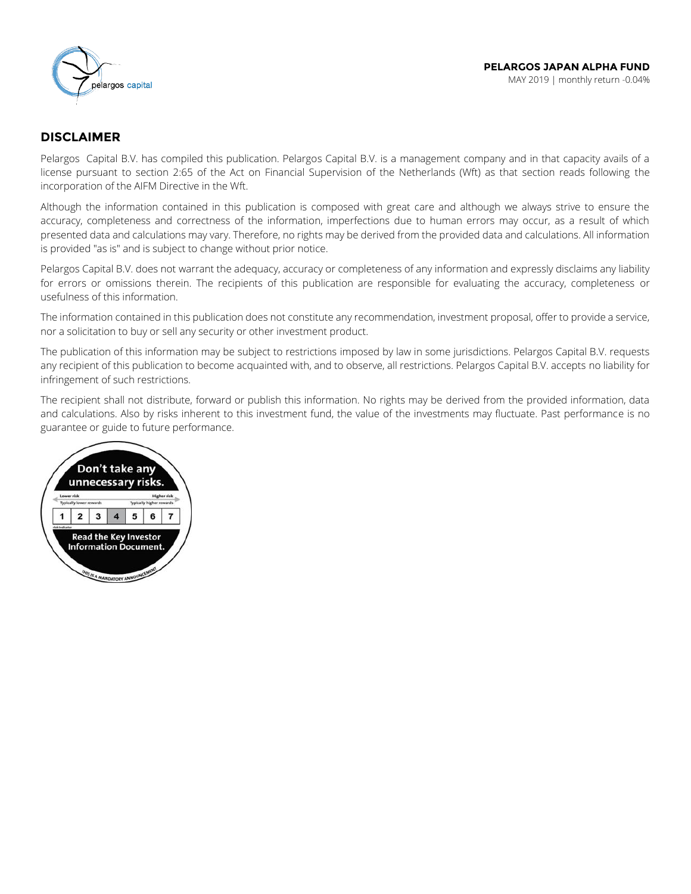## DISCLAIMER

Pelargos Capital B.V. has compiled this publication. Pelargos Capital B.V. is a management company and in that capacity avails of a license pursuant to section 2:65 of the Act on Financial Supervision of the Netherlands (Wft) as that section reads following the incorporation of the AIFM Directive in the Wft.

Although the information contained in this publication is composed with great care and although we always strive to ensure the accuracy, completeness and correctness of the information, imperfections due to human errors may occur, as a result of which presented data and calculations may vary. Therefore, no rights may be derived from the provided data and calculations. All information is provided "as is" and is subject to change without prior notice.

Pelargos Capital B.V. does not warrant the adequacy, accuracy or completeness of any information and expressly disclaims any liability for errors or omissions therein. The recipients of this publication are responsible for evaluating the accuracy, completeness or usefulness of this information.

The information contained in this publication does not constitute any recommendation, investment proposal, offer to provide a service, nor a solicitation to buy or sell any security or other investment product.

The publication of this information may be subject to restrictions imposed by law in some jurisdictions. Pelargos Capital B.V. requests any recipient of this publication to become acquainted with, and to observe, all restrictions. Pelargos Capital B.V. accepts no liability for infringement of such restrictions.

The recipient shall not distribute, forward or publish this information. No rights may be derived from the provided information, data and calculations. Also by risks inherent to this investment fund, the value of the investments may fluctuate. Past performance is no guarantee or guide to future performance.

Don't take any unnecessary risks.

Lower risk — Higher risk
Typically lower rewards — Typically higher rewards

1 2 3 4 5 6 7

risk indicator

Read the Key Investor Information Document.

THIS IS A MANDATORY ANNOUNCEMENT